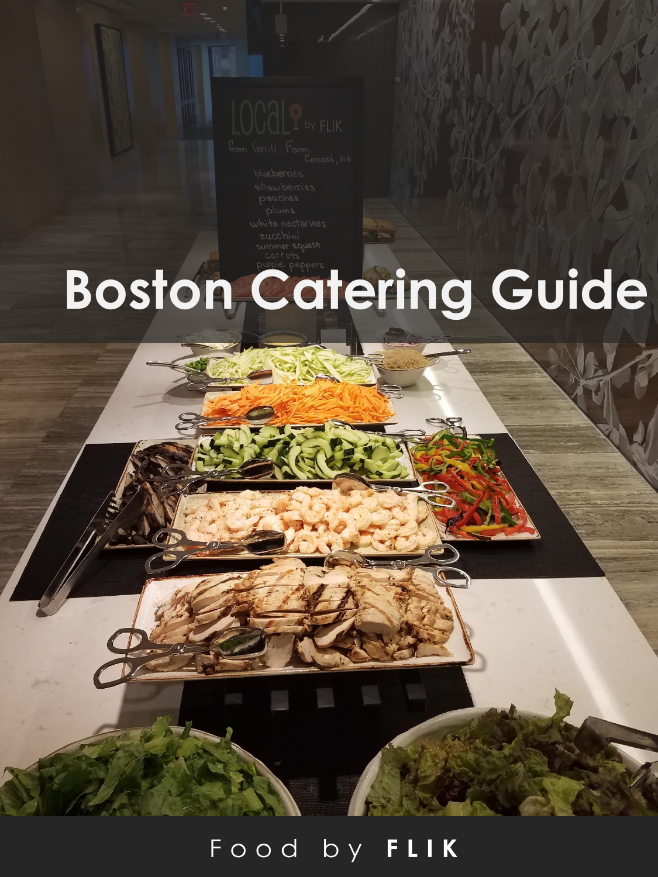# Boston Catering Guide

Food by **FLIK**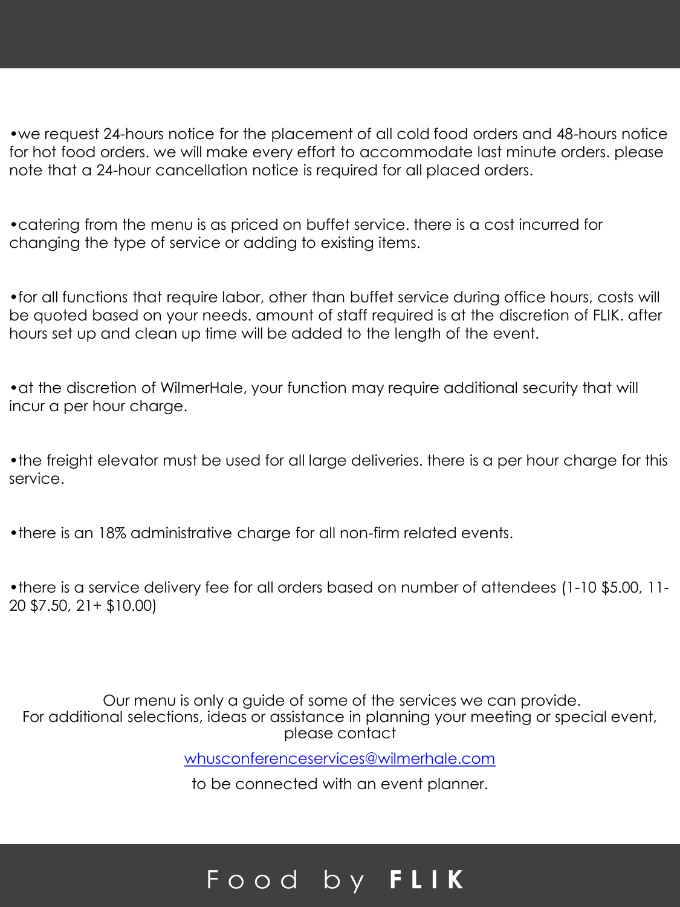- we request 24-hours notice for the placement of all cold food orders and 48-hours notice for hot food orders. we will make every effort to accommodate last minute orders. please note that a 24-hour cancellation notice is required for all placed orders.

- catering from the menu is as priced on buffet service. there is a cost incurred for changing the type of service or adding to existing items.

- for all functions that require labor, other than buffet service during office hours, costs will be quoted based on your needs. amount of staff required is at the discretion of FLIK. after hours set up and clean up time will be added to the length of the event.

- at the discretion of WilmerHale, your function may require additional security that will incur a per hour charge.

- the freight elevator must be used for all large deliveries. there is a per hour charge for this service.

- there is an 18% administrative charge for all non-firm related events.

- there is a service delivery fee for all orders based on number of attendees (1-10 $5.00, 11-20 $7.50, 21+ $10.00)

Our menu is only a guide of some of the services we can provide.
For additional selections, ideas or assistance in planning your meeting or special event, please contact

whusconferenceservices@wilmerhale.com

to be connected with an event planner.

Food by **FLIK**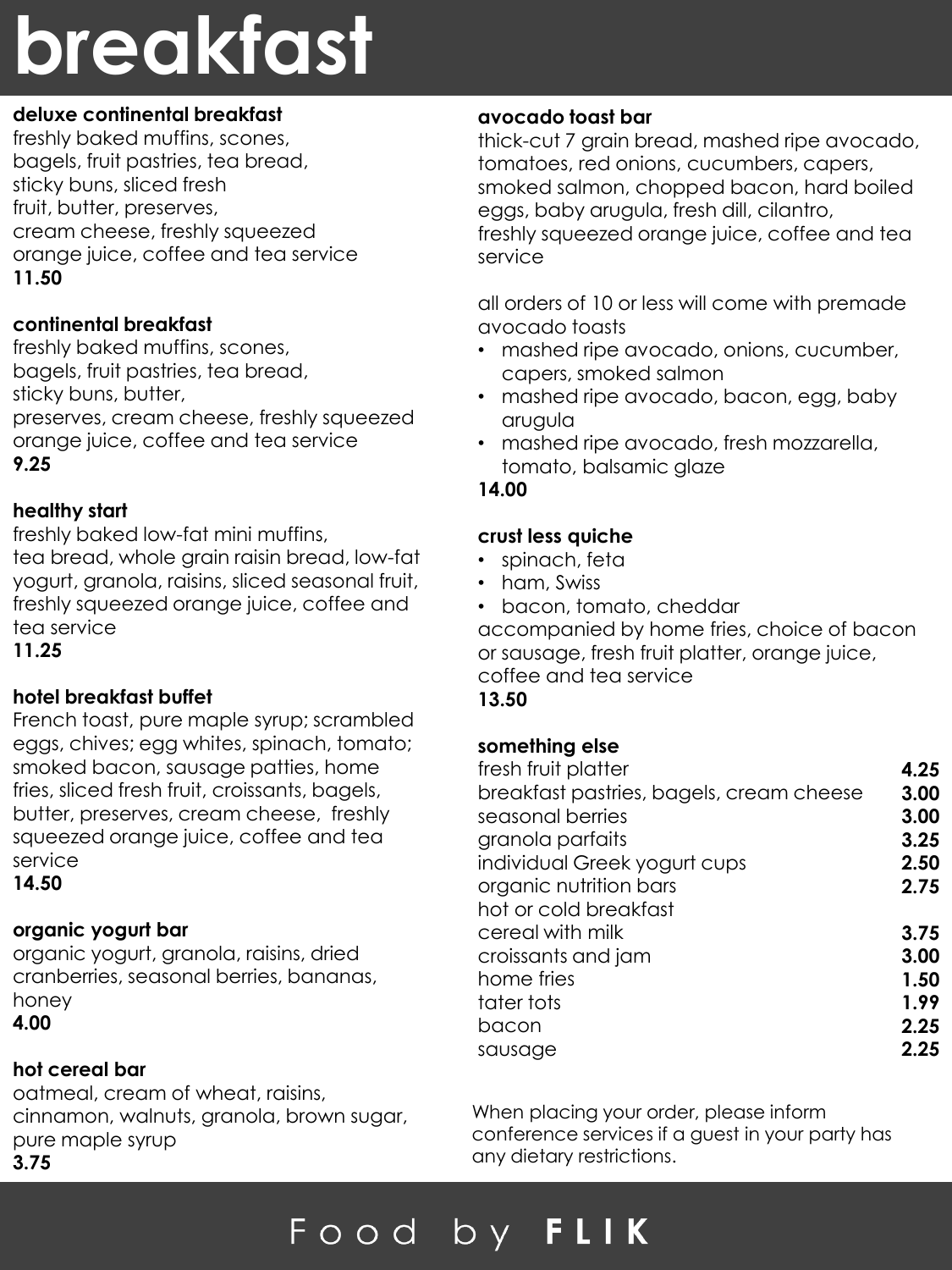# breakfast

**deluxe continental breakfast**
freshly baked muffins, scones, bagels, fruit pastries, tea bread, sticky buns, sliced fresh fruit, butter, preserves, cream cheese, freshly squeezed orange juice, coffee and tea service
**11.50**

**continental breakfast**
freshly baked muffins, scones, bagels, fruit pastries, tea bread, sticky buns, butter, preserves, cream cheese, freshly squeezed orange juice, coffee and tea service
**9.25**

**healthy start**
freshly baked low-fat mini muffins, tea bread, whole grain raisin bread, low-fat yogurt, granola, raisins, sliced seasonal fruit, freshly squeezed orange juice, coffee and tea service
**11.25**

**hotel breakfast buffet**
French toast, pure maple syrup; scrambled eggs, chives; egg whites, spinach, tomato; smoked bacon, sausage patties, home fries, sliced fresh fruit, croissants, bagels, butter, preserves, cream cheese, freshly squeezed orange juice, coffee and tea service
**14.50**

**organic yogurt bar**
organic yogurt, granola, raisins, dried cranberries, seasonal berries, bananas, honey
**4.00**

**hot cereal bar**
oatmeal, cream of wheat, raisins, cinnamon, walnuts, granola, brown sugar, pure maple syrup
**3.75**

**avocado toast bar**
thick-cut 7 grain bread, mashed ripe avocado, tomatoes, red onions, cucumbers, capers, smoked salmon, chopped bacon, hard boiled eggs, baby arugula, fresh dill, cilantro, freshly squeezed orange juice, coffee and tea service

all orders of 10 or less will come with premade avocado toasts

- mashed ripe avocado, onions, cucumber, capers, smoked salmon
- mashed ripe avocado, bacon, egg, baby arugula
- mashed ripe avocado, fresh mozzarella, tomato, balsamic glaze

**14.00**

**crust less quiche**

- spinach, feta
- ham, Swiss
- bacon, tomato, cheddar

accompanied by home fries, choice of bacon or sausage, fresh fruit platter, orange juice, coffee and tea service
**13.50**

**something else**

| | |
|---|---|
| fresh fruit platter | **4.25** |
| breakfast pastries, bagels, cream cheese | **3.00** |
| seasonal berries | **3.00** |
| granola parfaits | **3.25** |
| individual Greek yogurt cups | **2.50** |
| organic nutrition bars | **2.75** |
| hot or cold breakfast cereal with milk | **3.75** |
| croissants and jam | **3.00** |
| home fries | **1.50** |
| tater tots | **1.99** |
| bacon | **2.25** |
| sausage | **2.25** |

When placing your order, please inform conference services if a guest in your party has any dietary restrictions.

Food by **FLIK**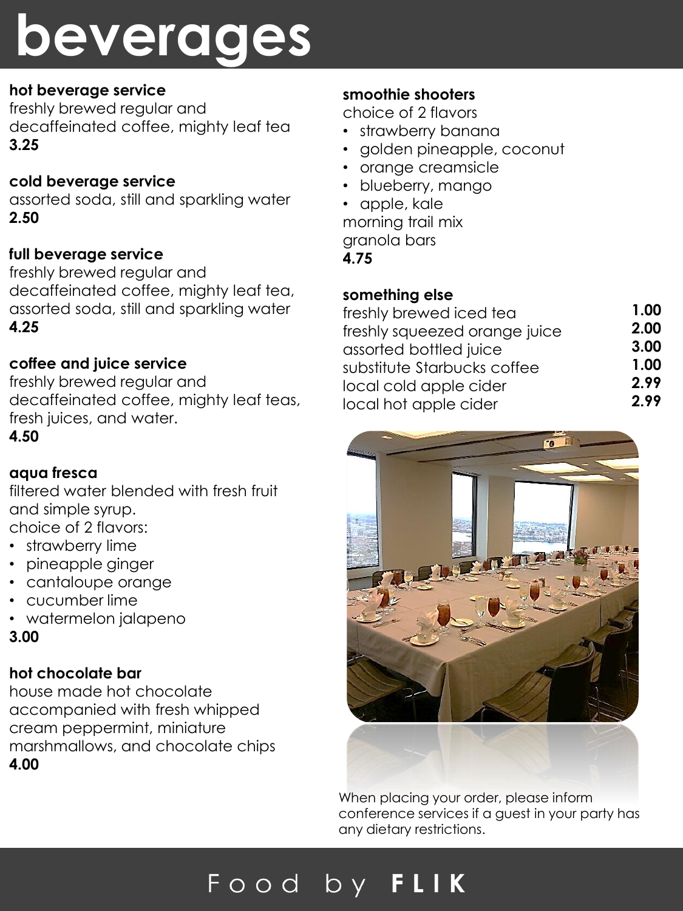# beverages

**hot beverage service**
freshly brewed regular and decaffeinated coffee, mighty leaf tea
**3.25**

**cold beverage service**
assorted soda, still and sparkling water
**2.50**

**full beverage service**
freshly brewed regular and decaffeinated coffee, mighty leaf tea, assorted soda, still and sparkling water
**4.25**

**coffee and juice service**
freshly brewed regular and decaffeinated coffee, mighty leaf teas, fresh juices, and water.
**4.50**

**aqua fresca**
filtered water blended with fresh fruit and simple syrup.
choice of 2 flavors:

- strawberry lime
- pineapple ginger
- cantaloupe orange
- cucumber lime
- watermelon jalapeno

**3.00**

**hot chocolate bar**
house made hot chocolate accompanied with fresh whipped cream peppermint, miniature marshmallows, and chocolate chips
**4.00**

**smoothie shooters**
choice of 2 flavors

- strawberry banana
- golden pineapple, coconut
- orange creamsicle
- blueberry, mango
- apple, kale

morning trail mix
granola bars
**4.75**

**something else**

| | |
|---|---|
| freshly brewed iced tea | **1.00** |
| freshly squeezed orange juice | **2.00** |
| assorted bottled juice | **3.00** |
| substitute Starbucks coffee | **1.00** |
| local cold apple cider | **2.99** |
| local hot apple cider | **2.99** |

When placing your order, please inform conference services if a guest in your party has any dietary restrictions.

Food by **FLIK**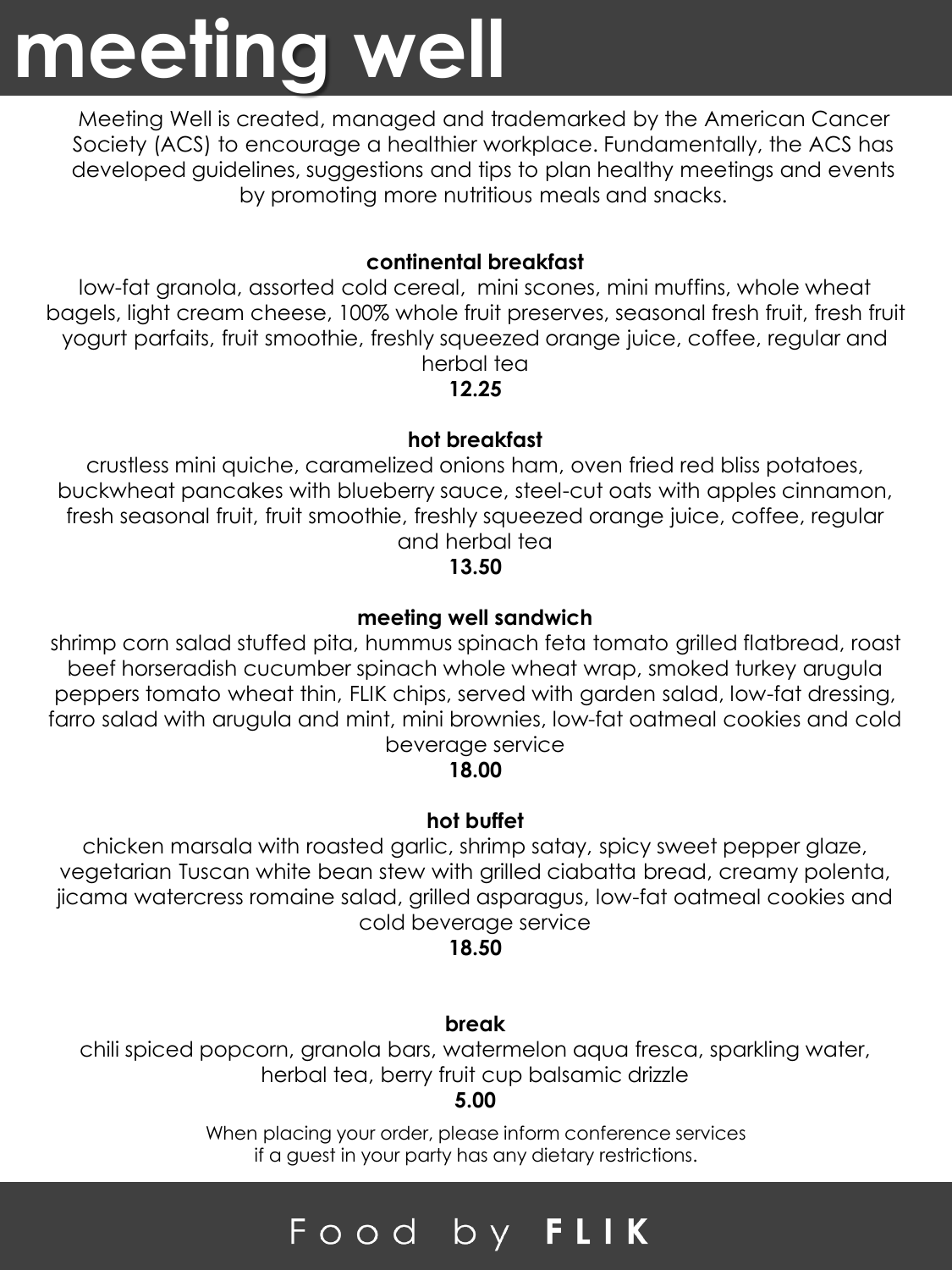# meeting well

Meeting Well is created, managed and trademarked by the American Cancer Society (ACS) to encourage a healthier workplace. Fundamentally, the ACS has developed guidelines, suggestions and tips to plan healthy meetings and events by promoting more nutritious meals and snacks.

**continental breakfast**

low-fat granola, assorted cold cereal, mini scones, mini muffins, whole wheat bagels, light cream cheese, 100% whole fruit preserves, seasonal fresh fruit, fresh fruit yogurt parfaits, fruit smoothie, freshly squeezed orange juice, coffee, regular and herbal tea

**12.25**

**hot breakfast**

crustless mini quiche, caramelized onions ham, oven fried red bliss potatoes, buckwheat pancakes with blueberry sauce, steel-cut oats with apples cinnamon, fresh seasonal fruit, fruit smoothie, freshly squeezed orange juice, coffee, regular and herbal tea

**13.50**

**meeting well sandwich**

shrimp corn salad stuffed pita, hummus spinach feta tomato grilled flatbread, roast beef horseradish cucumber spinach whole wheat wrap, smoked turkey arugula peppers tomato wheat thin, FLIK chips, served with garden salad, low-fat dressing, farro salad with arugula and mint, mini brownies, low-fat oatmeal cookies and cold beverage service

**18.00**

**hot buffet**

chicken marsala with roasted garlic, shrimp satay, spicy sweet pepper glaze, vegetarian Tuscan white bean stew with grilled ciabatta bread, creamy polenta, jicama watercress romaine salad, grilled asparagus, low-fat oatmeal cookies and cold beverage service

**18.50**

**break**

chili spiced popcorn, granola bars, watermelon aqua fresca, sparkling water, herbal tea, berry fruit cup balsamic drizzle

**5.00**

When placing your order, please inform conference services if a guest in your party has any dietary restrictions.

Food by **FLIK**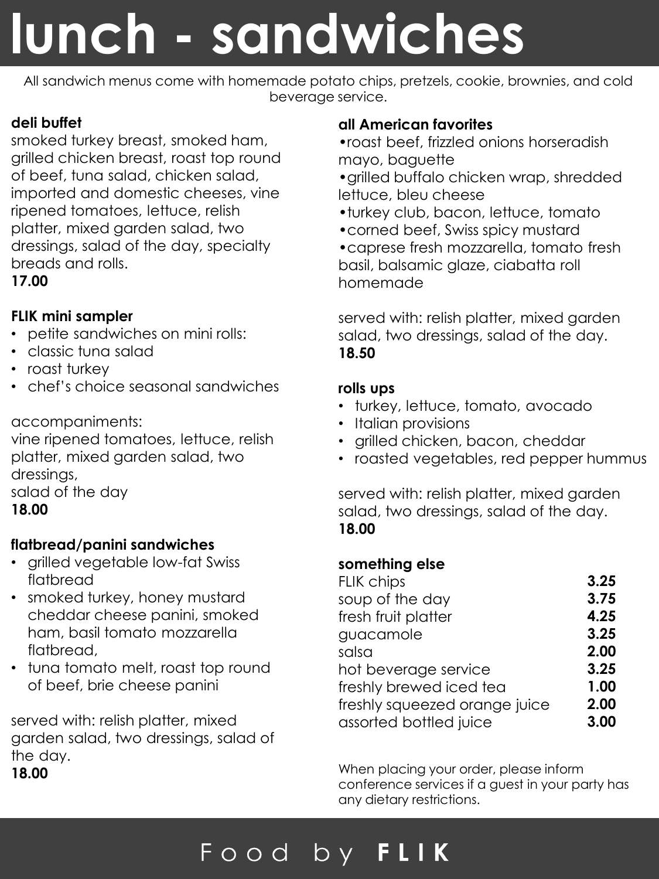# lunch - sandwiches

All sandwich menus come with homemade potato chips, pretzels, cookie, brownies, and cold beverage service.

**deli buffet**

smoked turkey breast, smoked ham, grilled chicken breast, roast top round of beef, tuna salad, chicken salad, imported and domestic cheeses, vine ripened tomatoes, lettuce, relish platter, mixed garden salad, two dressings, salad of the day, specialty breads and rolls.

**17.00**

**FLIK mini sampler**

- petite sandwiches on mini rolls:
- classic tuna salad
- roast turkey
- chef's choice seasonal sandwiches

accompaniments:
vine ripened tomatoes, lettuce, relish platter, mixed garden salad, two dressings,
salad of the day

**18.00**

**flatbread/panini sandwiches**

- grilled vegetable low-fat Swiss flatbread
- smoked turkey, honey mustard cheddar cheese panini, smoked ham, basil tomato mozzarella flatbread,
- tuna tomato melt, roast top round of beef, brie cheese panini

served with: relish platter, mixed garden salad, two dressings, salad of the day.

**18.00**

**all American favorites**

- roast beef, frizzled onions horseradish mayo, baguette
- grilled buffalo chicken wrap, shredded lettuce, bleu cheese
- turkey club, bacon, lettuce, tomato
- corned beef, Swiss spicy mustard
- caprese fresh mozzarella, tomato fresh basil, balsamic glaze, ciabatta roll homemade

served with: relish platter, mixed garden salad, two dressings, salad of the day.

**18.50**

**rolls ups**

- turkey, lettuce, tomato, avocado
- Italian provisions
- grilled chicken, bacon, cheddar
- roasted vegetables, red pepper hummus

served with: relish platter, mixed garden salad, two dressings, salad of the day.

**18.00**

**something else**

| | |
|---|---|
| FLIK chips | **3.25** |
| soup of the day | **3.75** |
| fresh fruit platter | **4.25** |
| guacamole | **3.25** |
| salsa | **2.00** |
| hot beverage service | **3.25** |
| freshly brewed iced tea | **1.00** |
| freshly squeezed orange juice | **2.00** |
| assorted bottled juice | **3.00** |

When placing your order, please inform conference services if a guest in your party has any dietary restrictions.

Food by **FLIK**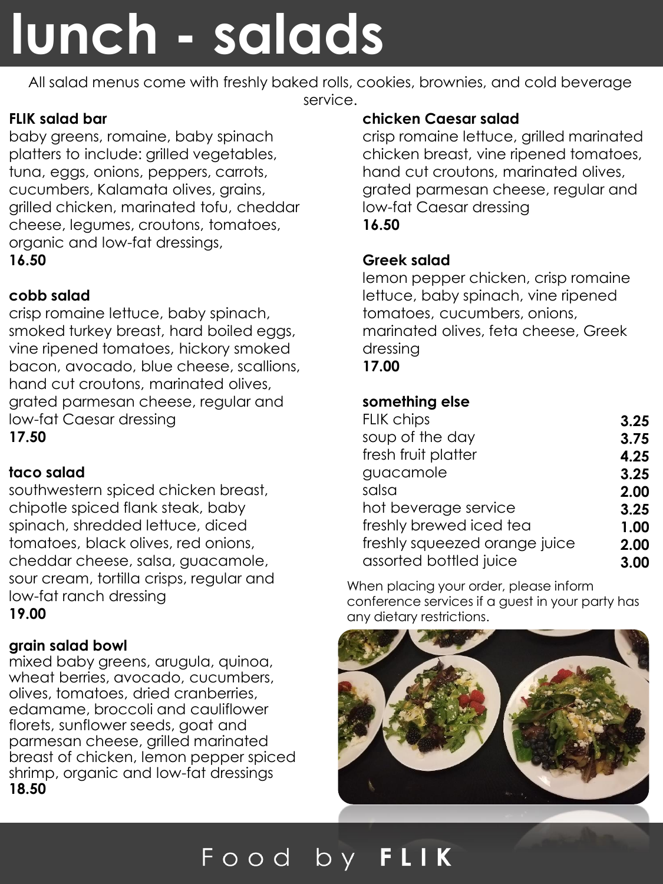# lunch - salads

All salad menus come with freshly baked rolls, cookies, brownies, and cold beverage service.

**FLIK salad bar**

baby greens, romaine, baby spinach platters to include: grilled vegetables, tuna, eggs, onions, peppers, carrots, cucumbers, Kalamata olives, grains, grilled chicken, marinated tofu, cheddar cheese, legumes, croutons, tomatoes, organic and low-fat dressings,

**16.50**

**cobb salad**

crisp romaine lettuce, baby spinach, smoked turkey breast, hard boiled eggs, vine ripened tomatoes, hickory smoked bacon, avocado, blue cheese, scallions, hand cut croutons, marinated olives, grated parmesan cheese, regular and low-fat Caesar dressing

**17.50**

**taco salad**

southwestern spiced chicken breast, chipotle spiced flank steak, baby spinach, shredded lettuce, diced tomatoes, black olives, red onions, cheddar cheese, salsa, guacamole, sour cream, tortilla crisps, regular and low-fat ranch dressing

**19.00**

**grain salad bowl**

mixed baby greens, arugula, quinoa, wheat berries, avocado, cucumbers, olives, tomatoes, dried cranberries, edamame, broccoli and cauliflower florets, sunflower seeds, goat and parmesan cheese, grilled marinated breast of chicken, lemon pepper spiced shrimp, organic and low-fat dressings

**18.50**

**chicken Caesar salad**

crisp romaine lettuce, grilled marinated chicken breast, vine ripened tomatoes, hand cut croutons, marinated olives, grated parmesan cheese, regular and low-fat Caesar dressing

**16.50**

**Greek salad**

lemon pepper chicken, crisp romaine lettuce, baby spinach, vine ripened tomatoes, cucumbers, onions, marinated olives, feta cheese, Greek dressing

**17.00**

**something else**

| | |
|---|---|
| FLIK chips | **3.25** |
| soup of the day | **3.75** |
| fresh fruit platter | **4.25** |
| guacamole | **3.25** |
| salsa | **2.00** |
| hot beverage service | **3.25** |
| freshly brewed iced tea | **1.00** |
| freshly squeezed orange juice | **2.00** |
| assorted bottled juice | **3.00** |

When placing your order, please inform conference services if a guest in your party has any dietary restrictions.

Food by **FLIK**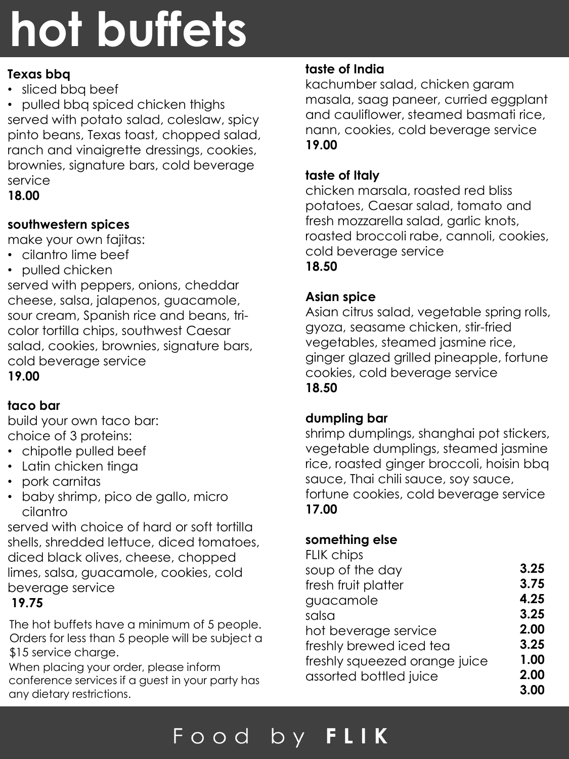# hot buffets

### Texas bbq

- sliced bbq beef
- pulled bbq spiced chicken thighs

served with potato salad, coleslaw, spicy pinto beans, Texas toast, chopped salad, ranch and vinaigrette dressings, cookies, brownies, signature bars, cold beverage service

**18.00**

### southwestern spices

make your own fajitas:

- cilantro lime beef
- pulled chicken

served with peppers, onions, cheddar cheese, salsa, jalapenos, guacamole, sour cream, Spanish rice and beans, tri-color tortilla chips, southwest Caesar salad, cookies, brownies, signature bars, cold beverage service

**19.00**

### taco bar

build your own taco bar:
choice of 3 proteins:

- chipotle pulled beef
- Latin chicken tinga
- pork carnitas
- baby shrimp, pico de gallo, micro cilantro

served with choice of hard or soft tortilla shells, shredded lettuce, diced tomatoes, diced black olives, cheese, chopped limes, salsa, guacamole, cookies, cold beverage service

**19.75**

The hot buffets have a minimum of 5 people. Orders for less than 5 people will be subject a $15 service charge.

When placing your order, please inform conference services if a guest in your party has any dietary restrictions.

### taste of India

kachumber salad, chicken garam masala, saag paneer, curried eggplant and cauliflower, steamed basmati rice, nann, cookies, cold beverage service

**19.00**

### taste of Italy

chicken marsala, roasted red bliss potatoes, Caesar salad, tomato and fresh mozzarella salad, garlic knots, roasted broccoli rabe, cannoli, cookies, cold beverage service

**18.50**

### Asian spice

Asian citrus salad, vegetable spring rolls, gyoza, seasame chicken, stir-fried vegetables, steamed jasmine rice, ginger glazed grilled pineapple, fortune cookies, cold beverage service

**18.50**

### dumpling bar

shrimp dumplings, shanghai pot stickers, vegetable dumplings, steamed jasmine rice, roasted ginger broccoli, hoisin bbq sauce, Thai chili sauce, soy sauce, fortune cookies, cold beverage service

**17.00**

### something else

| Item | Price |
|---|---|
| FLIK chips | **3.25** |
| soup of the day | **3.75** |
| fresh fruit platter | **4.25** |
| guacamole | **3.25** |
| salsa | **2.00** |
| hot beverage service | **3.25** |
| freshly brewed iced tea | **1.00** |
| freshly squeezed orange juice | **2.00** |
| assorted bottled juice | **3.00** |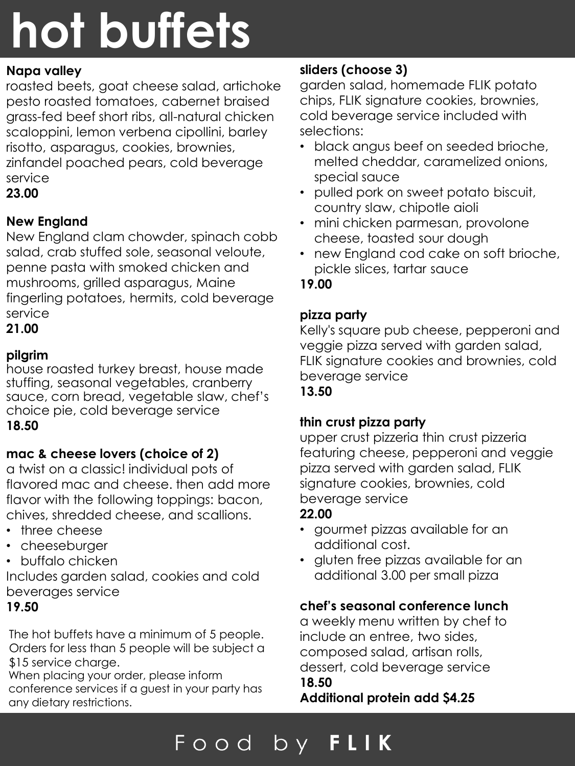# hot buffets

## Napa valley

roasted beets, goat cheese salad, artichoke pesto roasted tomatoes, cabernet braised grass-fed beef short ribs, all-natural chicken scaloppini, lemon verbena cipollini, barley risotto, asparagus, cookies, brownies, zinfandel poached pears, cold beverage service

**23.00**

## New England

New England clam chowder, spinach cobb salad, crab stuffed sole, seasonal veloute, penne pasta with smoked chicken and mushrooms, grilled asparagus, Maine fingerling potatoes, hermits, cold beverage service

**21.00**

## pilgrim

house roasted turkey breast, house made stuffing, seasonal vegetables, cranberry sauce, corn bread, vegetable slaw, chef's choice pie, cold beverage service

**18.50**

## mac & cheese lovers (choice of 2)

a twist on a classic! individual pots of flavored mac and cheese. then add more flavor with the following toppings: bacon, chives, shredded cheese, and scallions.

- three cheese
- cheeseburger
- buffalo chicken

Includes garden salad, cookies and cold beverages service

**19.50**

The hot buffets have a minimum of 5 people. Orders for less than 5 people will be subject a $15 service charge.
When placing your order, please inform conference services if a guest in your party has any dietary restrictions.

## sliders (choose 3)

garden salad, homemade FLIK potato chips, FLIK signature cookies, brownies, cold beverage service included with selections:

- black angus beef on seeded brioche, melted cheddar, caramelized onions, special sauce
- pulled pork on sweet potato biscuit, country slaw, chipotle aioli
- mini chicken parmesan, provolone cheese, toasted sour dough
- new England cod cake on soft brioche, pickle slices, tartar sauce

**19.00**

## pizza party

Kelly's square pub cheese, pepperoni and veggie pizza served with garden salad, FLIK signature cookies and brownies, cold beverage service

**13.50**

## thin crust pizza party

upper crust pizzeria thin crust pizzeria featuring cheese, pepperoni and veggie pizza served with garden salad, FLIK signature cookies, brownies, cold beverage service

**22.00**

- gourmet pizzas available for an additional cost.
- gluten free pizzas available for an additional 3.00 per small pizza

## chef's seasonal conference lunch

a weekly menu written by chef to include an entree, two sides, composed salad, artisan rolls, dessert, cold beverage service

**18.50**

**Additional protein add $4.25**

Food by **FLIK**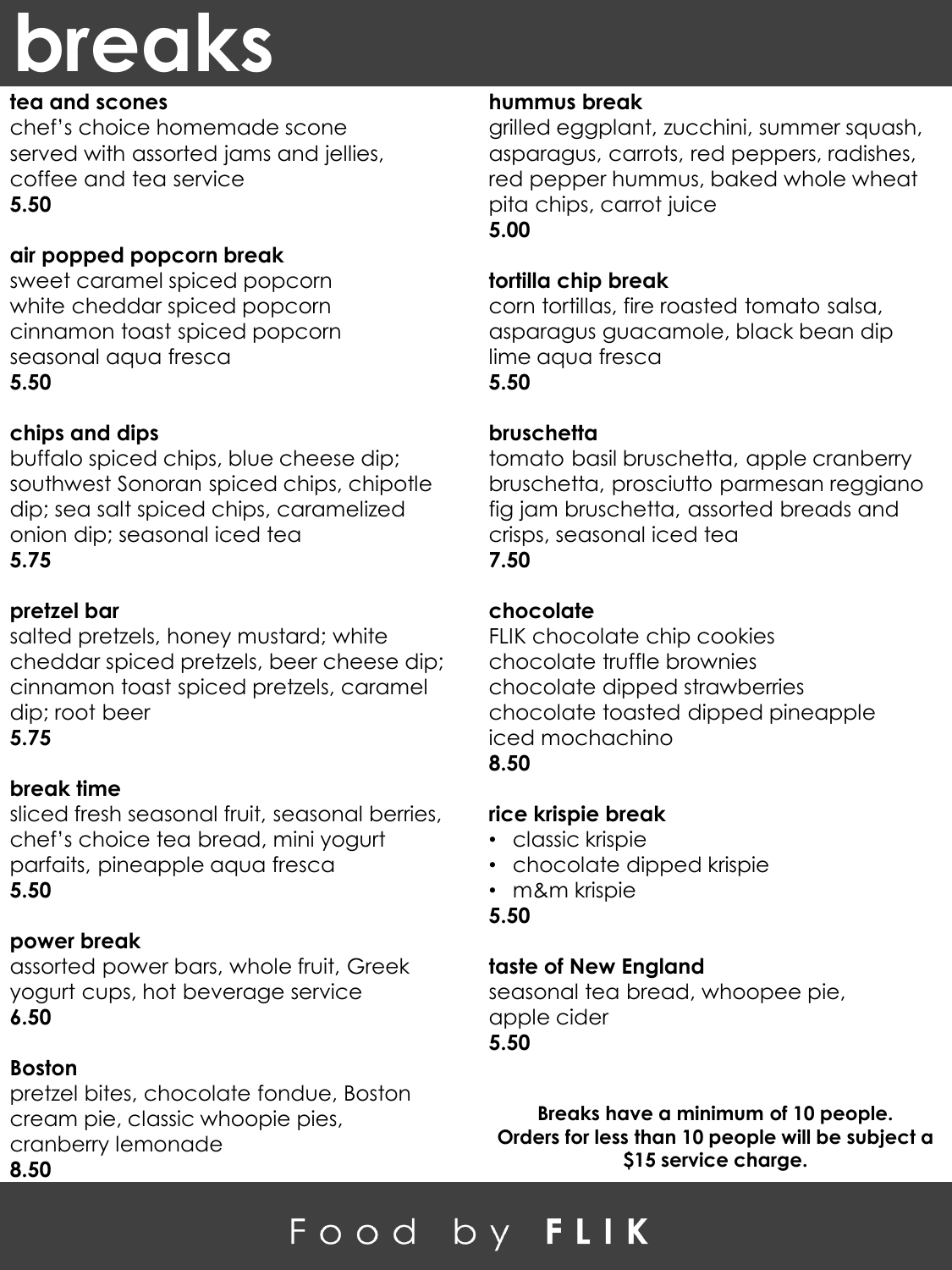# breaks

**tea and scones**
chef's choice homemade scone
served with assorted jams and jellies,
coffee and tea service
**5.50**

**air popped popcorn break**
sweet caramel spiced popcorn
white cheddar spiced popcorn
cinnamon toast spiced popcorn
seasonal aqua fresca
**5.50**

**chips and dips**
buffalo spiced chips, blue cheese dip; southwest Sonoran spiced chips, chipotle dip; sea salt spiced chips, caramelized onion dip; seasonal iced tea
**5.75**

**pretzel bar**
salted pretzels, honey mustard; white cheddar spiced pretzels, beer cheese dip; cinnamon toast spiced pretzels, caramel dip; root beer
**5.75**

**break time**
sliced fresh seasonal fruit, seasonal berries, chef's choice tea bread, mini yogurt parfaits, pineapple aqua fresca
**5.50**

**power break**
assorted power bars, whole fruit, Greek yogurt cups, hot beverage service
**6.50**

**Boston**
pretzel bites, chocolate fondue, Boston cream pie, classic whoopie pies, cranberry lemonade
**8.50**

**hummus break**
grilled eggplant, zucchini, summer squash, asparagus, carrots, red peppers, radishes, red pepper hummus, baked whole wheat pita chips, carrot juice
**5.00**

**tortilla chip break**
corn tortillas, fire roasted tomato salsa, asparagus guacamole, black bean dip
lime aqua fresca
**5.50**

**bruschetta**
tomato basil bruschetta, apple cranberry bruschetta, prosciutto parmesan reggiano fig jam bruschetta, assorted breads and crisps, seasonal iced tea
**7.50**

**chocolate**
FLIK chocolate chip cookies
chocolate truffle brownies
chocolate dipped strawberries
chocolate toasted dipped pineapple
iced mochachino
**8.50**

**rice krispie break**
- classic krispie
- chocolate dipped krispie
- m&m krispie

**5.50**

**taste of New England**
seasonal tea bread, whoopee pie,
apple cider
**5.50**

**Breaks have a minimum of 10 people. Orders for less than 10 people will be subject a $15 service charge.**

Food by **FLIK**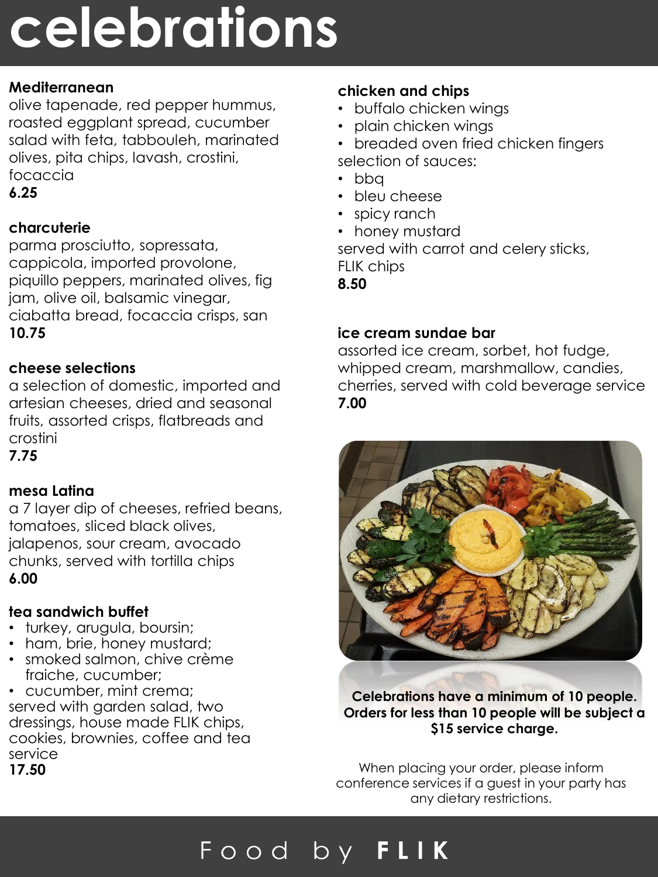# celebrations

**Mediterranean**
olive tapenade, red pepper hummus, roasted eggplant spread, cucumber salad with feta, tabbouleh, marinated olives, pita chips, lavash, crostini, focaccia
**6.25**

**charcuterie**
parma prosciutto, sopressata, cappicola, imported provolone, piquillo peppers, marinated olives, fig jam, olive oil, balsamic vinegar, ciabatta bread, focaccia crisps, san
**10.75**

**cheese selections**
a selection of domestic, imported and artesian cheeses, dried and seasonal fruits, assorted crisps, flatbreads and crostini
**7.75**

**mesa Latina**
a 7 layer dip of cheeses, refried beans, tomatoes, sliced black olives, jalapenos, sour cream, avocado chunks, served with tortilla chips
**6.00**

**tea sandwich buffet**
- turkey, arugula, boursin;
- ham, brie, honey mustard;
- smoked salmon, chive crème fraiche, cucumber;
- cucumber, mint crema;

served with garden salad, two dressings, house made FLIK chips, cookies, brownies, coffee and tea service
**17.50**

**chicken and chips**
- buffalo chicken wings
- plain chicken wings
- breaded oven fried chicken fingers

selection of sauces:
- bbq
- bleu cheese
- spicy ranch
- honey mustard

served with carrot and celery sticks, FLIK chips
**8.50**

**ice cream sundae bar**
assorted ice cream, sorbet, hot fudge, whipped cream, marshmallow, candies, cherries, served with cold beverage service
**7.00**

**Celebrations have a minimum of 10 people. Orders for less than 10 people will be subject a $15 service charge.**

When placing your order, please inform conference services if a guest in your party has any dietary restrictions.

Food by **FLIK**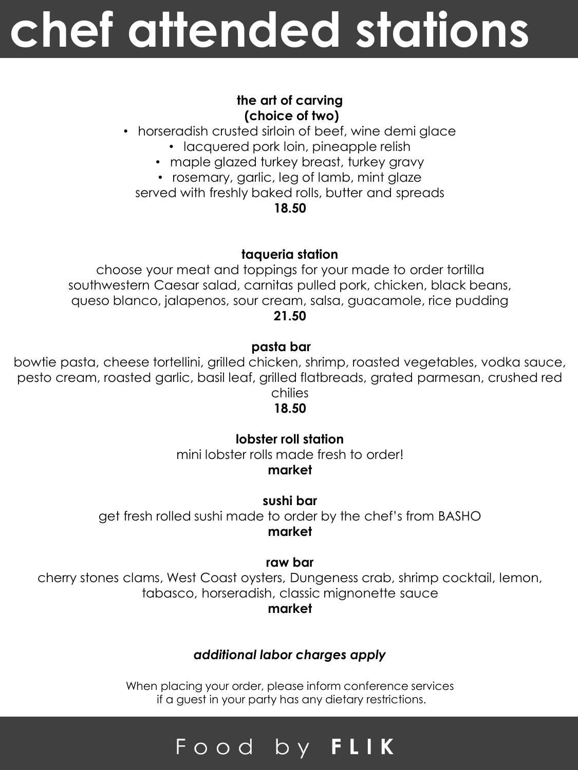# chef attended stations

**the art of carving**
**(choice of two)**

- horseradish crusted sirloin of beef, wine demi glace
- lacquered pork loin, pineapple relish
- maple glazed turkey breast, turkey gravy
- rosemary, garlic, leg of lamb, mint glaze

served with freshly baked rolls, butter and spreads

**18.50**

**taqueria station**

choose your meat and toppings for your made to order tortilla
southwestern Caesar salad, carnitas pulled pork, chicken, black beans, queso blanco, jalapenos, sour cream, salsa, guacamole, rice pudding

**21.50**

**pasta bar**

bowtie pasta, cheese tortellini, grilled chicken, shrimp, roasted vegetables, vodka sauce, pesto cream, roasted garlic, basil leaf, grilled flatbreads, grated parmesan, crushed red chilies

**18.50**

**lobster roll station**

mini lobster rolls made fresh to order!

**market**

**sushi bar**

get fresh rolled sushi made to order by the chef's from BASHO

**market**

**raw bar**

cherry stones clams, West Coast oysters, Dungeness crab, shrimp cocktail, lemon, tabasco, horseradish, classic mignonette sauce

**market**

***additional labor charges apply***

When placing your order, please inform conference services if a guest in your party has any dietary restrictions.

Food by **FLIK**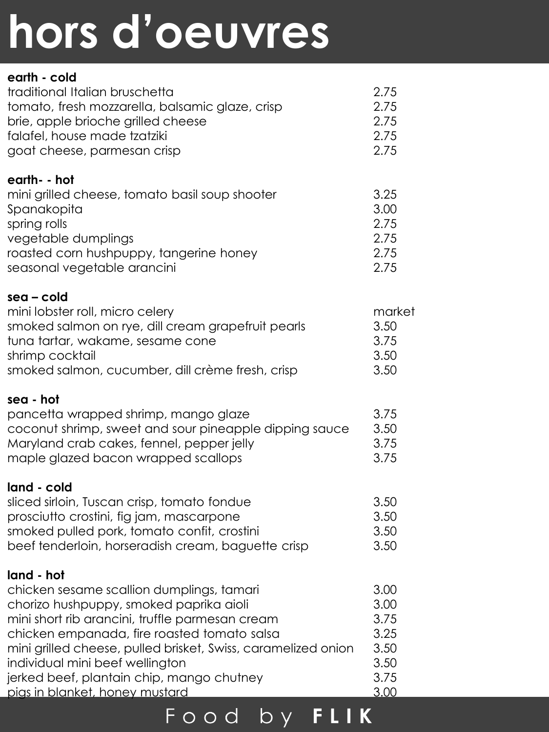# hors d'oeuvres

**earth - cold**

| | |
|---|---|
| traditional Italian bruschetta | 2.75 |
| tomato, fresh mozzarella, balsamic glaze, crisp | 2.75 |
| brie, apple brioche grilled cheese | 2.75 |
| falafel, house made tzatziki | 2.75 |
| goat cheese, parmesan crisp | 2.75 |

**earth- - hot**

| | |
|---|---|
| mini grilled cheese, tomato basil soup shooter | 3.25 |
| Spanakopita | 3.00 |
| spring rolls | 2.75 |
| vegetable dumplings | 2.75 |
| roasted corn hushpuppy, tangerine honey | 2.75 |
| seasonal vegetable arancini | 2.75 |

**sea – cold**

| | |
|---|---|
| mini lobster roll, micro celery | market |
| smoked salmon on rye, dill cream grapefruit pearls | 3.50 |
| tuna tartar, wakame, sesame cone | 3.75 |
| shrimp cocktail | 3.50 |
| smoked salmon, cucumber, dill crème fresh, crisp | 3.50 |

**sea - hot**

| | |
|---|---|
| pancetta wrapped shrimp, mango glaze | 3.75 |
| coconut shrimp, sweet and sour pineapple dipping sauce | 3.50 |
| Maryland crab cakes, fennel, pepper jelly | 3.75 |
| maple glazed bacon wrapped scallops | 3.75 |

**land - cold**

| | |
|---|---|
| sliced sirloin, Tuscan crisp, tomato fondue | 3.50 |
| prosciutto crostini, fig jam, mascarpone | 3.50 |
| smoked pulled pork, tomato confit, crostini | 3.50 |
| beef tenderloin, horseradish cream, baguette crisp | 3.50 |

**land - hot**

| | |
|---|---|
| chicken sesame scallion dumplings, tamari | 3.00 |
| chorizo hushpuppy, smoked paprika aioli | 3.00 |
| mini short rib arancini, truffle parmesan cream | 3.75 |
| chicken empanada, fire roasted tomato salsa | 3.25 |
| mini grilled cheese, pulled brisket, Swiss, caramelized onion | 3.50 |
| individual mini beef wellington | 3.50 |
| jerked beef, plantain chip, mango chutney | 3.75 |
| pigs in blanket, honey mustard | 3.00 |

Food by **FLIK**